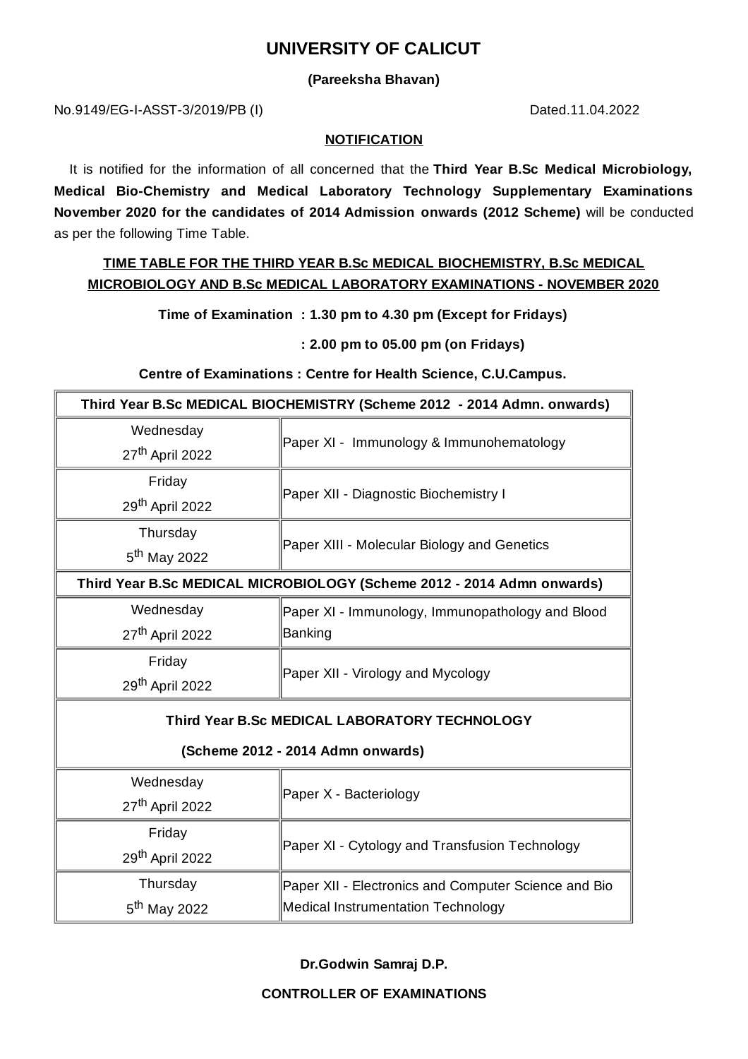# UNIVERSITY OF CALICUT

**(Pareeksha Bhavan)**

No.9149/EG-I-ASST-3/2019/PB (I) Dated.11.04.2022

**NOTIFICATION**

It is notified for the information of all concerned that the **Third Year B.Sc Medical Microbiology, Medical Bio-Chemistry and Medical Laboratory Technology Supplementary Examinations November 2020 for the candidates of 2014 Admission onwards (2012 Scheme)** will be conducted as per the following Time Table.

**TIME TABLE FOR THE THIRD YEAR B.Sc MEDICAL BIOCHEMISTRY, B.Sc MEDICAL MICROBIOLOGY AND B.Sc MEDICAL LABORATORY EXAMINATIONS - NOVEMBER 2020**

**Time of Examination : 1.30 pm to 4.30 pm (Except for Fridays)**

**: 2.00 pm to 05.00 pm (on Fridays)**

**Centre of Examinations : Centre for Health Science, C.U.Campus.**

| **Third Year B.Sc MEDICAL BIOCHEMISTRY (Scheme 2012 - 2014 Admn. onwards)** | |
|---|---|
| Wednesday 27th April 2022 | Paper XI - Immunology & Immunohematology |
| Friday 29th April 2022 | Paper XII - Diagnostic Biochemistry I |
| Thursday 5th May 2022 | Paper XIII - Molecular Biology and Genetics |
| **Third Year B.Sc MEDICAL MICROBIOLOGY (Scheme 2012 - 2014 Admn onwards)** | |
| Wednesday 27th April 2022 | Paper XI - Immunology, Immunopathology and Blood Banking |
| Friday 29th April 2022 | Paper XII - Virology and Mycology |
| **Third Year B.Sc MEDICAL LABORATORY TECHNOLOGY (Scheme 2012 - 2014 Admn onwards)** | |
| Wednesday 27th April 2022 | Paper X - Bacteriology |
| Friday 29th April 2022 | Paper XI - Cytology and Transfusion Technology |
| Thursday 5th May 2022 | Paper XII - Electronics and Computer Science and Bio Medical Instrumentation Technology |

**Dr.Godwin Samraj D.P.**

**CONTROLLER OF EXAMINATIONS**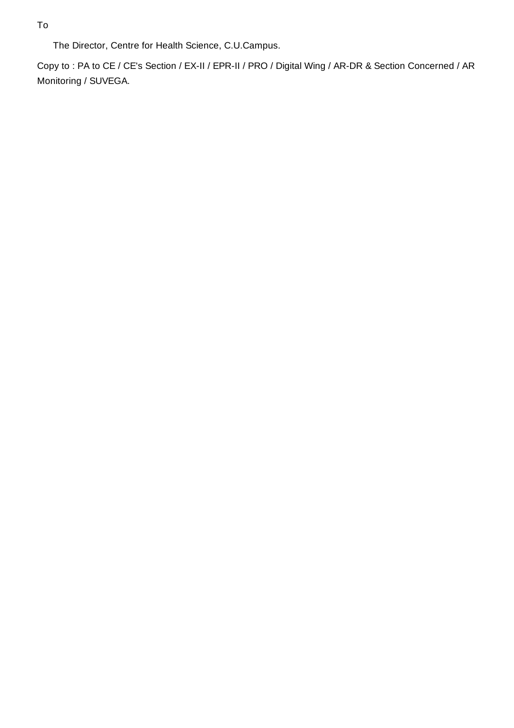To

The Director, Centre for Health Science, C.U.Campus.

Copy to : PA to CE / CE's Section / EX-II / EPR-II / PRO / Digital Wing / AR-DR & Section Concerned / AR Monitoring / SUVEGA.